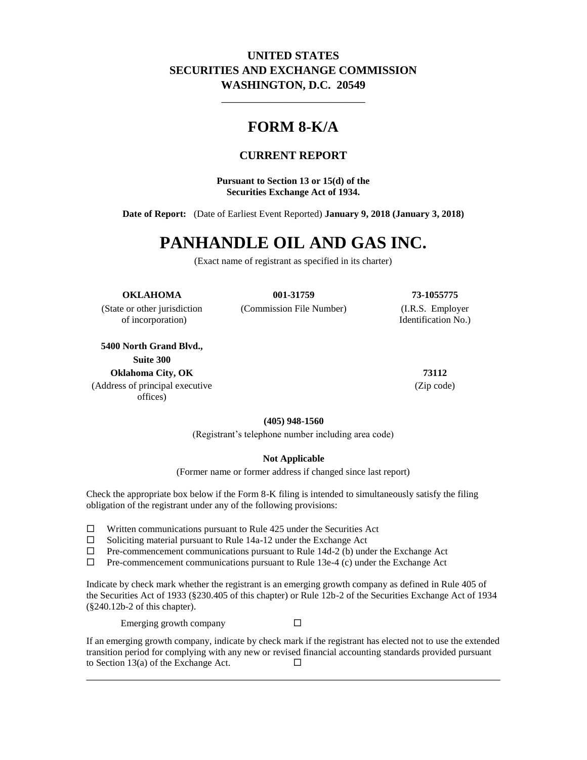**UNITED STATES**
**SECURITIES AND EXCHANGE COMMISSION**
**WASHINGTON, D.C. 20549**

---

# FORM 8-K/A

## CURRENT REPORT

**Pursuant to Section 13 or 15(d) of the**
**Securities Exchange Act of 1934.**

**Date of Report:** (Date of Earliest Event Reported) **January 9, 2018 (January 3, 2018)**

# PANHANDLE OIL AND GAS INC.

(Exact name of registrant as specified in its charter)

| **OKLAHOMA** | **001-31759** | **73-1055775** |
|---|---|---|
| (State or other jurisdiction of incorporation) | (Commission File Number) | (I.R.S. Employer Identification No.) |

| **5400 North Grand Blvd., Suite 300 Oklahoma City, OK** | **73112** |
|---|---|
| (Address of principal executive offices) | (Zip code) |

**(405) 948-1560**

(Registrant's telephone number including area code)

**Not Applicable**

(Former name or former address if changed since last report)

Check the appropriate box below if the Form 8-K filing is intended to simultaneously satisfy the filing obligation of the registrant under any of the following provisions:

☐ Written communications pursuant to Rule 425 under the Securities Act
☐ Soliciting material pursuant to Rule 14a-12 under the Exchange Act
☐ Pre-commencement communications pursuant to Rule 14d-2 (b) under the Exchange Act
☐ Pre-commencement communications pursuant to Rule 13e-4 (c) under the Exchange Act

Indicate by check mark whether the registrant is an emerging growth company as defined in Rule 405 of the Securities Act of 1933 (§230.405 of this chapter) or Rule 12b-2 of the Securities Exchange Act of 1934 (§240.12b-2 of this chapter).

Emerging growth company ☐

If an emerging growth company, indicate by check mark if the registrant has elected not to use the extended transition period for complying with any new or revised financial accounting standards provided pursuant to Section 13(a) of the Exchange Act. ☐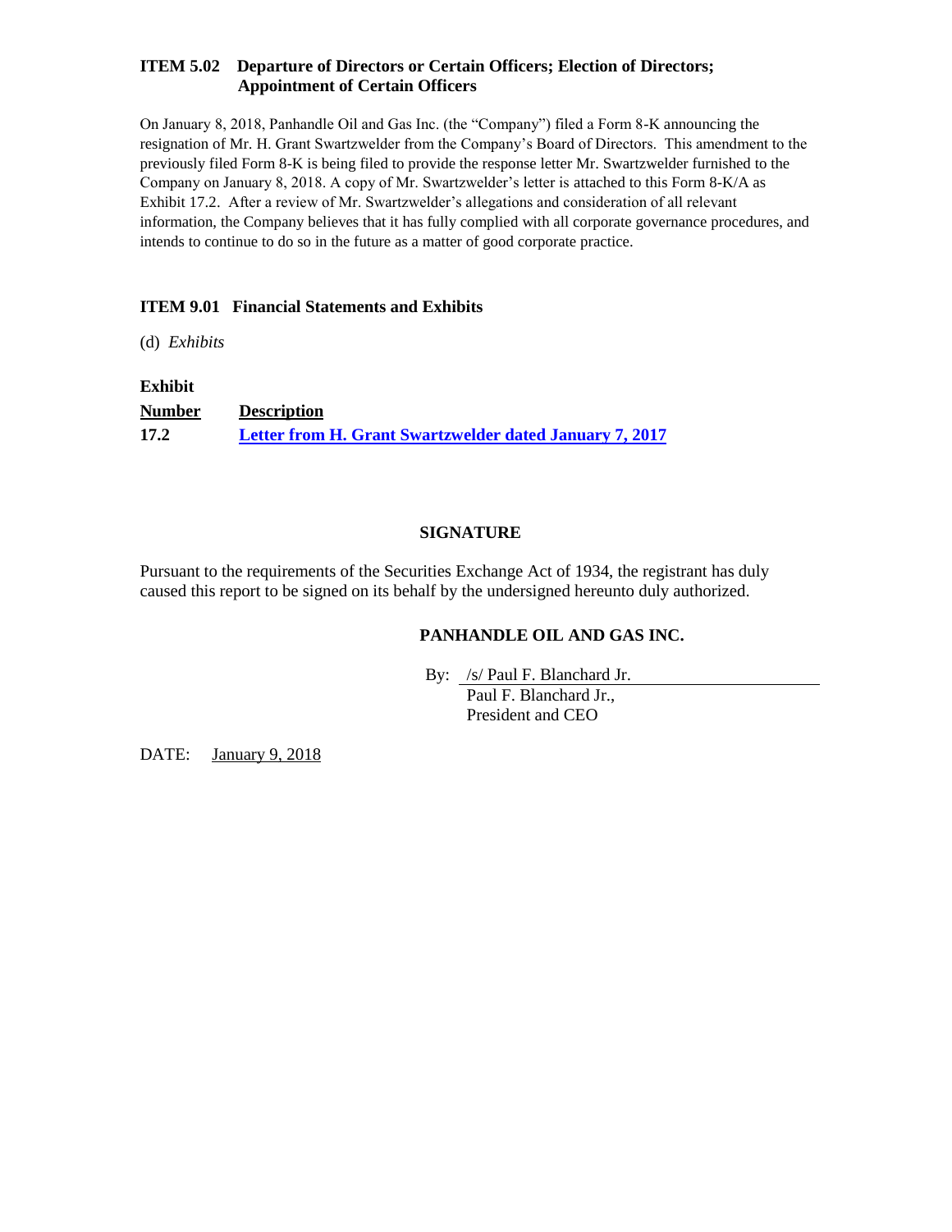## ITEM 5.02 Departure of Directors or Certain Officers; Election of Directors; Appointment of Certain Officers

On January 8, 2018, Panhandle Oil and Gas Inc. (the "Company") filed a Form 8-K announcing the resignation of Mr. H. Grant Swartzwelder from the Company's Board of Directors. This amendment to the previously filed Form 8-K is being filed to provide the response letter Mr. Swartzwelder furnished to the Company on January 8, 2018. A copy of Mr. Swartzwelder's letter is attached to this Form 8-K/A as Exhibit 17.2. After a review of Mr. Swartzwelder's allegations and consideration of all relevant information, the Company believes that it has fully complied with all corporate governance procedures, and intends to continue to do so in the future as a matter of good corporate practice.

## ITEM 9.01 Financial Statements and Exhibits

(d) *Exhibits*

| **Exhibit Number** | **Description** |
| --- | --- |
| **17.2** | **Letter from H. Grant Swartzwelder dated January 7, 2017** |

**SIGNATURE**

Pursuant to the requirements of the Securities Exchange Act of 1934, the registrant has duly caused this report to be signed on its behalf by the undersigned hereunto duly authorized.

**PANHANDLE OIL AND GAS INC.**

By: /s/ Paul F. Blanchard Jr.
Paul F. Blanchard Jr.,
President and CEO

DATE: January 9, 2018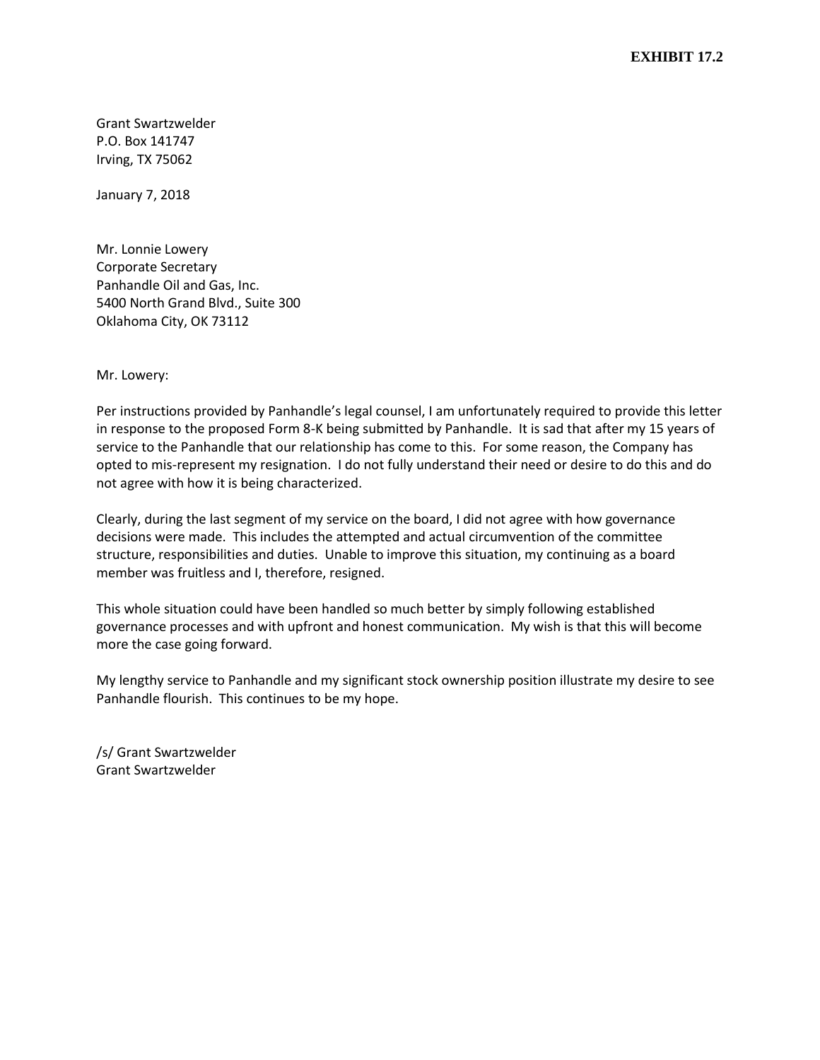**EXHIBIT 17.2**

Grant Swartzwelder
P.O. Box 141747
Irving, TX 75062

January 7, 2018

Mr. Lonnie Lowery
Corporate Secretary
Panhandle Oil and Gas, Inc.
5400 North Grand Blvd., Suite 300
Oklahoma City, OK 73112

Mr. Lowery:

Per instructions provided by Panhandle's legal counsel, I am unfortunately required to provide this letter in response to the proposed Form 8-K being submitted by Panhandle. It is sad that after my 15 years of service to the Panhandle that our relationship has come to this. For some reason, the Company has opted to mis-represent my resignation. I do not fully understand their need or desire to do this and do not agree with how it is being characterized.

Clearly, during the last segment of my service on the board, I did not agree with how governance decisions were made. This includes the attempted and actual circumvention of the committee structure, responsibilities and duties. Unable to improve this situation, my continuing as a board member was fruitless and I, therefore, resigned.

This whole situation could have been handled so much better by simply following established governance processes and with upfront and honest communication. My wish is that this will become more the case going forward.

My lengthy service to Panhandle and my significant stock ownership position illustrate my desire to see Panhandle flourish. This continues to be my hope.

/s/ Grant Swartzwelder
Grant Swartzwelder